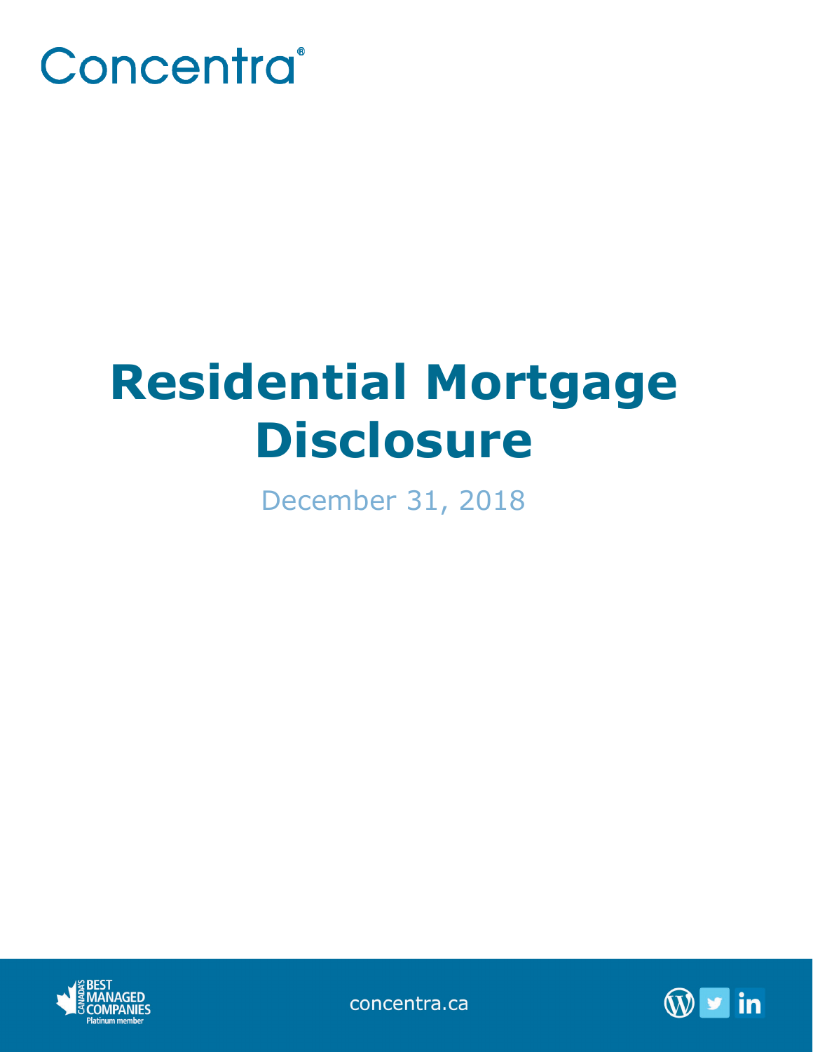Concentra®

# Residential Mortgage Disclosure

December 31, 2018

CANADA'S BEST MANAGED COMPANIES Platinum member

concentra.ca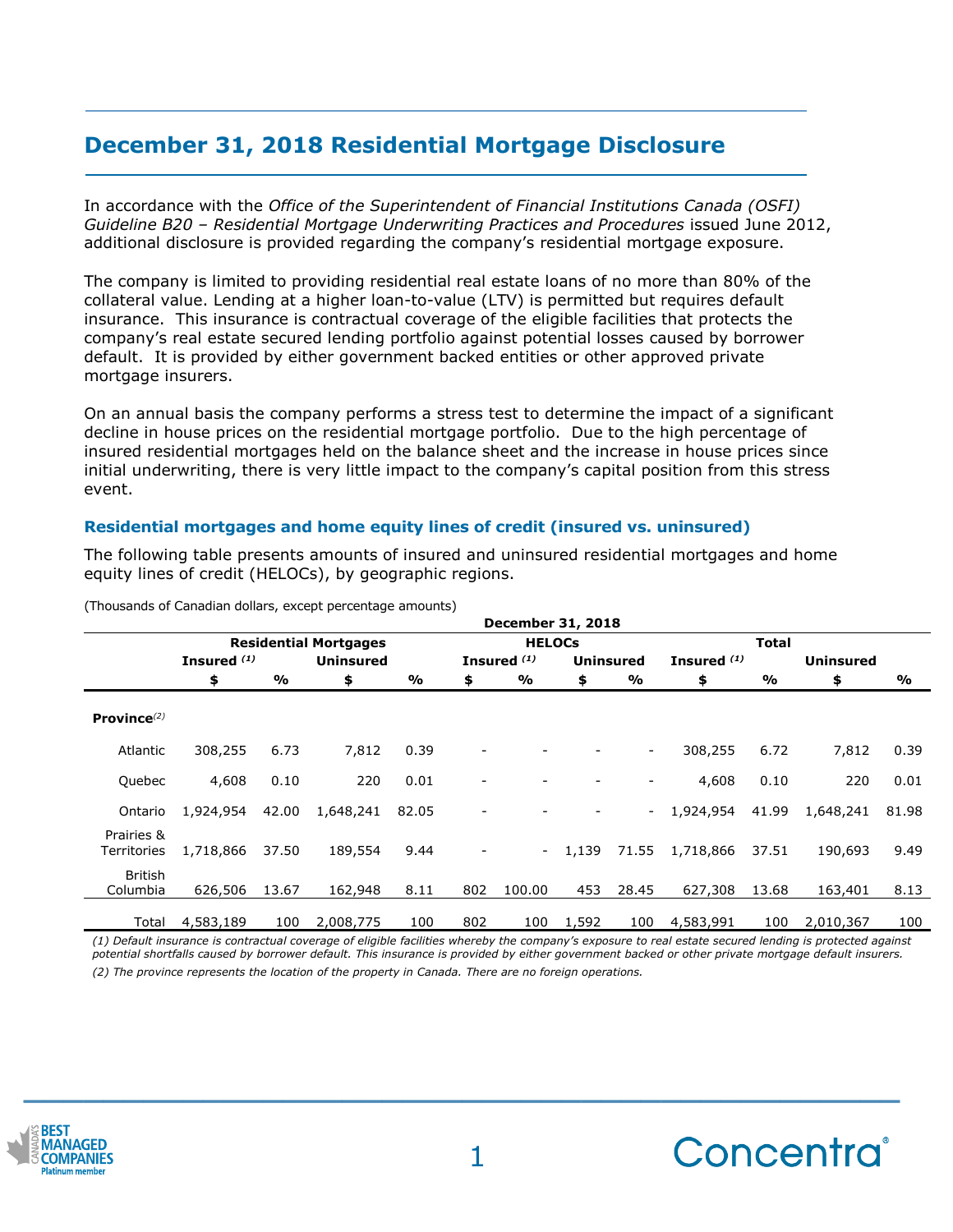# December 31, 2018 Residential Mortgage Disclosure

In accordance with the *Office of the Superintendent of Financial Institutions Canada (OSFI) Guideline B20 – Residential Mortgage Underwriting Practices and Procedures* issued June 2012, additional disclosure is provided regarding the company's residential mortgage exposure.

The company is limited to providing residential real estate loans of no more than 80% of the collateral value. Lending at a higher loan-to-value (LTV) is permitted but requires default insurance. This insurance is contractual coverage of the eligible facilities that protects the company's real estate secured lending portfolio against potential losses caused by borrower default. It is provided by either government backed entities or other approved private mortgage insurers.

On an annual basis the company performs a stress test to determine the impact of a significant decline in house prices on the residential mortgage portfolio. Due to the high percentage of insured residential mortgages held on the balance sheet and the increase in house prices since initial underwriting, there is very little impact to the company's capital position from this stress event.

## Residential mortgages and home equity lines of credit (insured vs. uninsured)

The following table presents amounts of insured and uninsured residential mortgages and home equity lines of credit (HELOCs), by geographic regions.

(Thousands of Canadian dollars, except percentage amounts)

| | December 31, 2018 | | | | | | | | | | | |
|---|---|---|---|---|---|---|---|---|---|---|---|---|
| | Residential Mortgages | | | | HELOCs | | | | Total | | | |
| | Insured [(1)] | | Uninsured | | Insured [(1)] | | Uninsured | | Insured [(1)] | | Uninsured | |
| | $ | % | $ | % | $ | % | $ | % | $ | % | $ | % |
| **Province**[(2)] | | | | | | | | | | | | |
| Atlantic | 308,255 | 6.73 | 7,812 | 0.39 | - | - | - | - | 308,255 | 6.72 | 7,812 | 0.39 |
| Quebec | 4,608 | 0.10 | 220 | 0.01 | - | - | - | - | 4,608 | 0.10 | 220 | 0.01 |
| Ontario | 1,924,954 | 42.00 | 1,648,241 | 82.05 | - | - | - | - | 1,924,954 | 41.99 | 1,648,241 | 81.98 |
| Prairies & Territories | 1,718,866 | 37.50 | 189,554 | 9.44 | - | - | 1,139 | 71.55 | 1,718,866 | 37.51 | 190,693 | 9.49 |
| British Columbia | 626,506 | 13.67 | 162,948 | 8.11 | 802 | 100.00 | 453 | 28.45 | 627,308 | 13.68 | 163,401 | 8.13 |
| Total | 4,583,189 | 100 | 2,008,775 | 100 | 802 | 100 | 1,592 | 100 | 4,583,991 | 100 | 2,010,367 | 100 |

*(1) Default insurance is contractual coverage of eligible facilities whereby the company's exposure to real estate secured lending is protected against potential shortfalls caused by borrower default. This insurance is provided by either government backed or other private mortgage default insurers.*

*(2) The province represents the location of the property in Canada. There are no foreign operations.*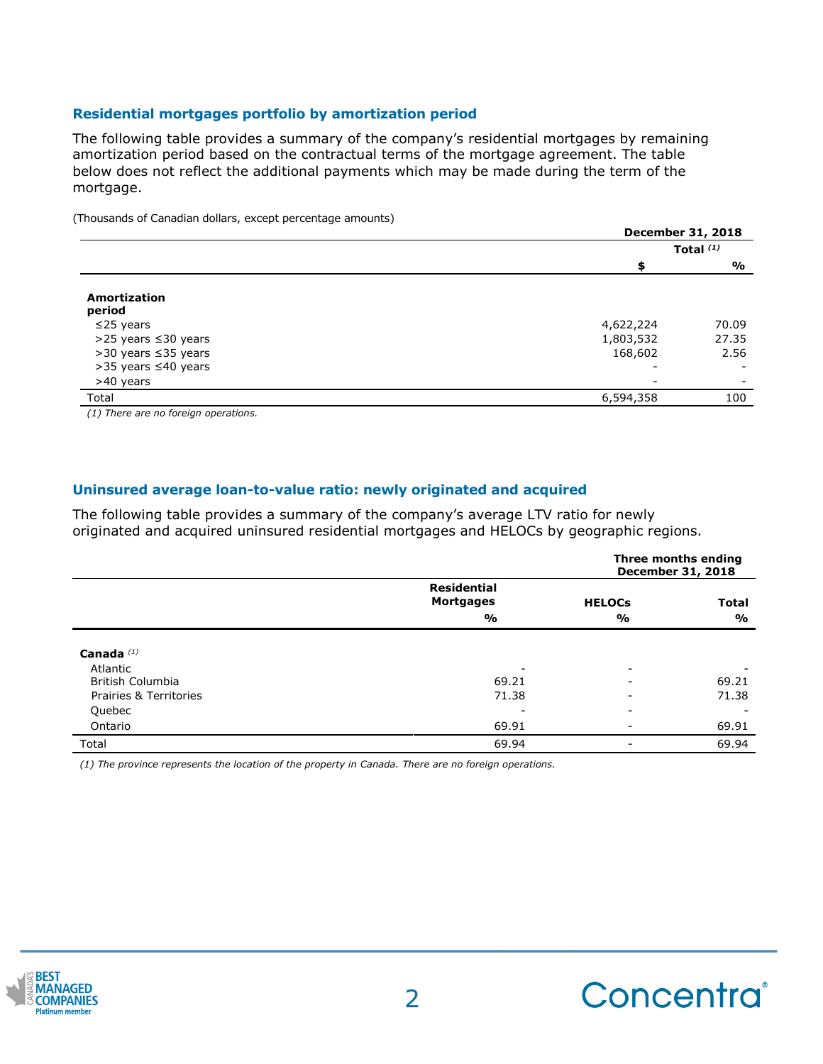## Residential mortgages portfolio by amortization period

The following table provides a summary of the company's residential mortgages by remaining amortization period based on the contractual terms of the mortgage agreement. The table below does not reflect the additional payments which may be made during the term of the mortgage.

(Thousands of Canadian dollars, except percentage amounts)

| | December 31, 2018 | |
|---|---|---|
| | Total [(1)] | |
| | $ | % |
| **Amortization period** | | |
| ≤25 years | 4,622,224 | 70.09 |
| >25 years ≤30 years | 1,803,532 | 27.35 |
| >30 years ≤35 years | 168,602 | 2.56 |
| >35 years ≤40 years | - | - |
| >40 years | - | - |
| Total | 6,594,358 | 100 |

*(1) There are no foreign operations.*

## Uninsured average loan-to-value ratio: newly originated and acquired

The following table provides a summary of the company's average LTV ratio for newly originated and acquired uninsured residential mortgages and HELOCs by geographic regions.

| | Three months ending December 31, 2018 | | |
|---|---|---|---|
| | Residential Mortgages | HELOCs | Total |
| | % | % | % |
| **Canada** [(1)] | | | |
| Atlantic | - | - | - |
| British Columbia | 69.21 | - | 69.21 |
| Prairies & Territories | 71.38 | - | 71.38 |
| Quebec | - | - | - |
| Ontario | 69.91 | - | 69.91 |
| Total | 69.94 | - | 69.94 |

*(1) The province represents the location of the property in Canada. There are no foreign operations.*